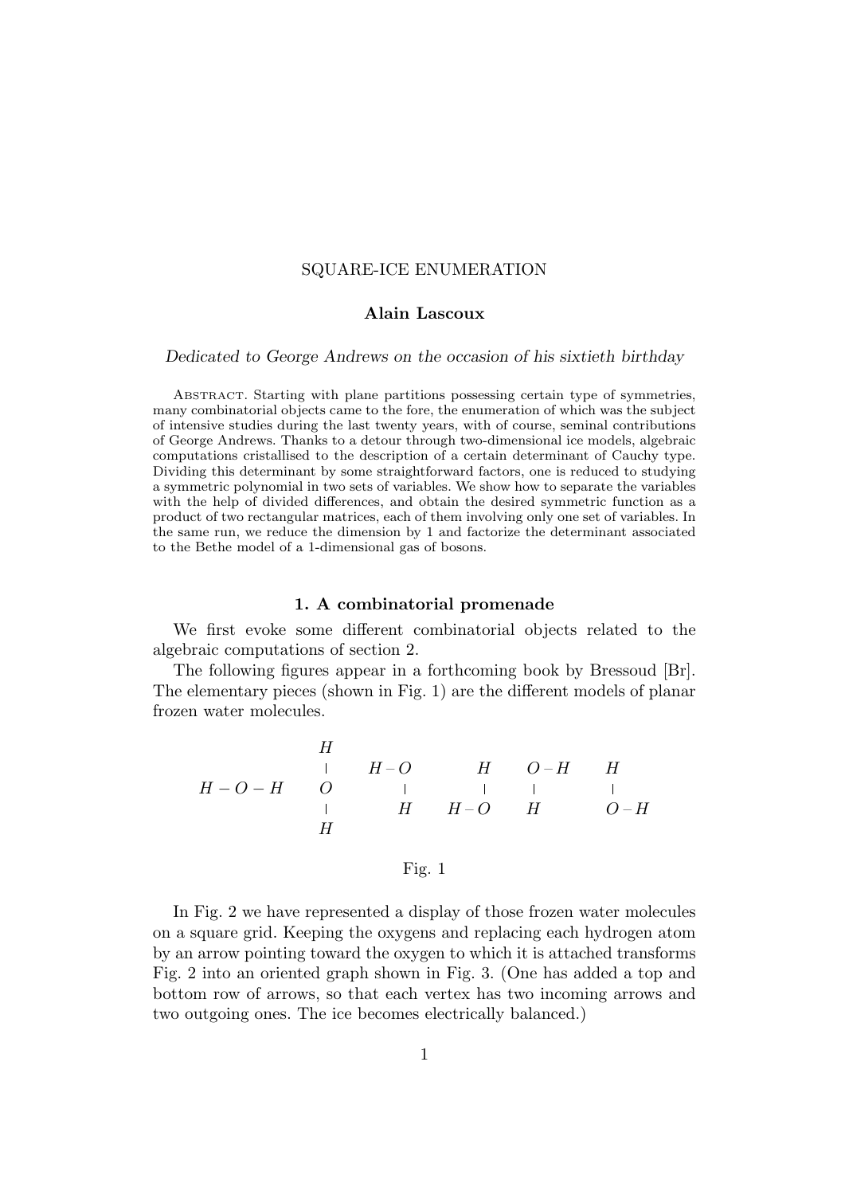# SQUARE-ICE ENUMERATION

**Alain Lascoux**

*Dedicated to George Andrews on the occasion of his sixtieth birthday*

Abstract. Starting with plane partitions possessing certain type of symmetries, many combinatorial objects came to the fore, the enumeration of which was the subject of intensive studies during the last twenty years, with of course, seminal contributions of George Andrews. Thanks to a detour through two-dimensional ice models, algebraic computations cristallised to the description of a certain determinant of Cauchy type. Dividing this determinant by some straightforward factors, one is reduced to studying a symmetric polynomial in two sets of variables. We show how to separate the variables with the help of divided differences, and obtain the desired symmetric function as a product of two rectangular matrices, each of them involving only one set of variables. In the same run, we reduce the dimension by 1 and factorize the determinant associated to the Bethe model of a 1-dimensional gas of bosons.

## 1. A combinatorial promenade

We first evoke some different combinatorial objects related to the algebraic computations of section 2.

The following figures appear in a forthcoming book by Bressoud [Br]. The elementary pieces (shown in Fig. 1) are the different models of planar frozen water molecules.

```
              H
              |     H – O        H     O – H     H
H – O – H     O         |        |     |         |
              |         H    H – O     H         O – H
              H
```

Fig. 1

In Fig. 2 we have represented a display of those frozen water molecules on a square grid. Keeping the oxygens and replacing each hydrogen atom by an arrow pointing toward the oxygen to which it is attached transforms Fig. 2 into an oriented graph shown in Fig. 3. (One has added a top and bottom row of arrows, so that each vertex has two incoming arrows and two outgoing ones. The ice becomes electrically balanced.)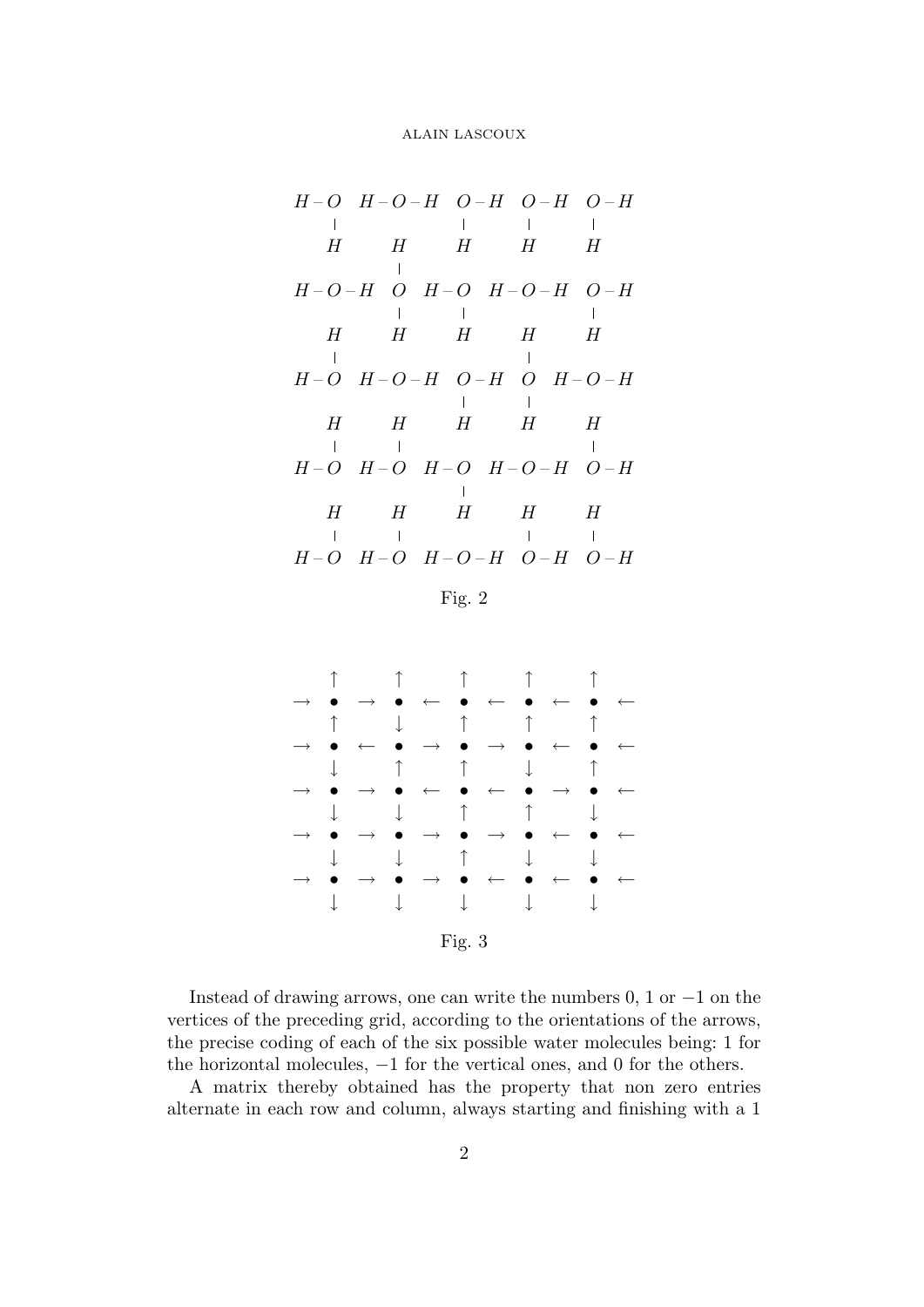```
H–O   H–O–H   O–H   O–H   O–H
 |             |     |     |
 H      H      H     H     H
        |
H–O–H   O     H–O  H–O–H  O–H
        |      |           |
 H      H      H     H     H
 |                   |
H–O   H–O–H   O–H    O   H–O–H
               |     |
 H      H      H     H     H
 |      |                  |
H–O   H–O    H–O   H–O–H  O–H
               |
 H      H      H     H     H
 |      |            |     |
H–O   H–O    H–O–H  O–H   O–H
```

Fig. 2

```
    ↑       ↑       ↑       ↑       ↑
→   •   →   •   ←   •   ←   •   ←   •   ←
    ↑       ↓       ↑       ↑       ↑
→   •   ←   •   →   •   →   •   ←   •   ←
    ↓       ↑       ↑       ↓       ↑
→   •   →   •   ←   •   ←   •   →   •   ←
    ↓       ↓       ↑       ↑       ↓
→   •   →   •   →   •   →   •   ←   •   ←
    ↓       ↓       ↑       ↓       ↓
→   •   →   •   →   •   ←   •   ←   •   ←
    ↓       ↓       ↓       ↓       ↓
```

Fig. 3

Instead of drawing arrows, one can write the numbers 0, 1 or $-1$ on the vertices of the preceding grid, according to the orientations of the arrows, the precise coding of each of the six possible water molecules being: 1 for the horizontal molecules, $-1$ for the vertical ones, and 0 for the others.

A matrix thereby obtained has the property that non zero entries alternate in each row and column, always starting and finishing with a 1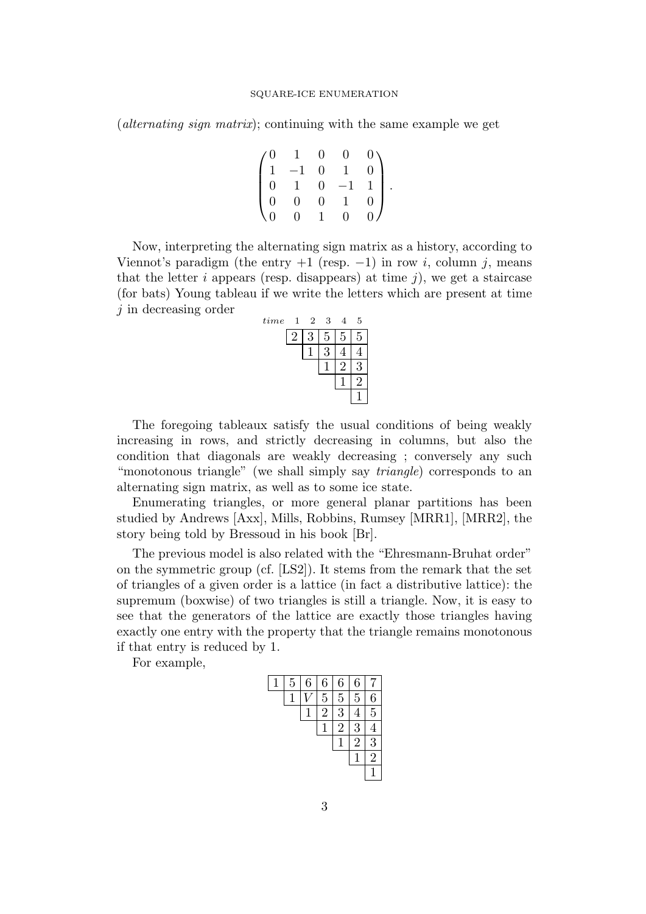(*alternating sign matrix*); continuing with the same example we get

$$\begin{pmatrix} 0 & 1 & 0 & 0 & 0 \\ 1 & -1 & 0 & 1 & 0 \\ 0 & 1 & 0 & -1 & 1 \\ 0 & 0 & 0 & 1 & 0 \\ 0 & 0 & 1 & 0 & 0 \end{pmatrix}.$$

Now, interpreting the alternating sign matrix as a history, according to Viennot's paradigm (the entry $+1$ (resp. $-1$) in row $i$, column $j$, means that the letter $i$ appears (resp. disappears) at time $j$), we get a staircase (for bats) Young tableau if we write the letters which are present at time $j$ in decreasing order

| *time* | 1 | 2 | 3 | 4 | 5 |
|---|---|---|---|---|---|
| | 2 | 3 | 5 | 5 | 5 |
| | | 1 | 3 | 4 | 4 |
| | | | 1 | 2 | 3 |
| | | | | 1 | 2 |
| | | | | | 1 |

The foregoing tableaux satisfy the usual conditions of being weakly increasing in rows, and strictly decreasing in columns, but also the condition that diagonals are weakly decreasing ; conversely any such "monotonous triangle" (we shall simply say *triangle*) corresponds to an alternating sign matrix, as well as to some ice state.

Enumerating triangles, or more general planar partitions has been studied by Andrews [Axx], Mills, Robbins, Rumsey [MRR1], [MRR2], the story being told by Bressoud in his book [Br].

The previous model is also related with the "Ehresmann-Bruhat order" on the symmetric group (cf. [LS2]). It stems from the remark that the set of triangles of a given order is a lattice (in fact a distributive lattice): the supremum (boxwise) of two triangles is still a triangle. Now, it is easy to see that the generators of the lattice are exactly those triangles having exactly one entry with the property that the triangle remains monotonous if that entry is reduced by 1.

For example,

| | | | | | | |
|---|---|---|---|---|---|---|
| 1 | 5 | 6 | 6 | 6 | 6 | 7 |
| | 1 | $V$ | 5 | 5 | 5 | 6 |
| | | 1 | 2 | 3 | 4 | 5 |
| | | | 1 | 2 | 3 | 4 |
| | | | | 1 | 2 | 3 |
| | | | | | 1 | 2 |
| | | | | | | 1 |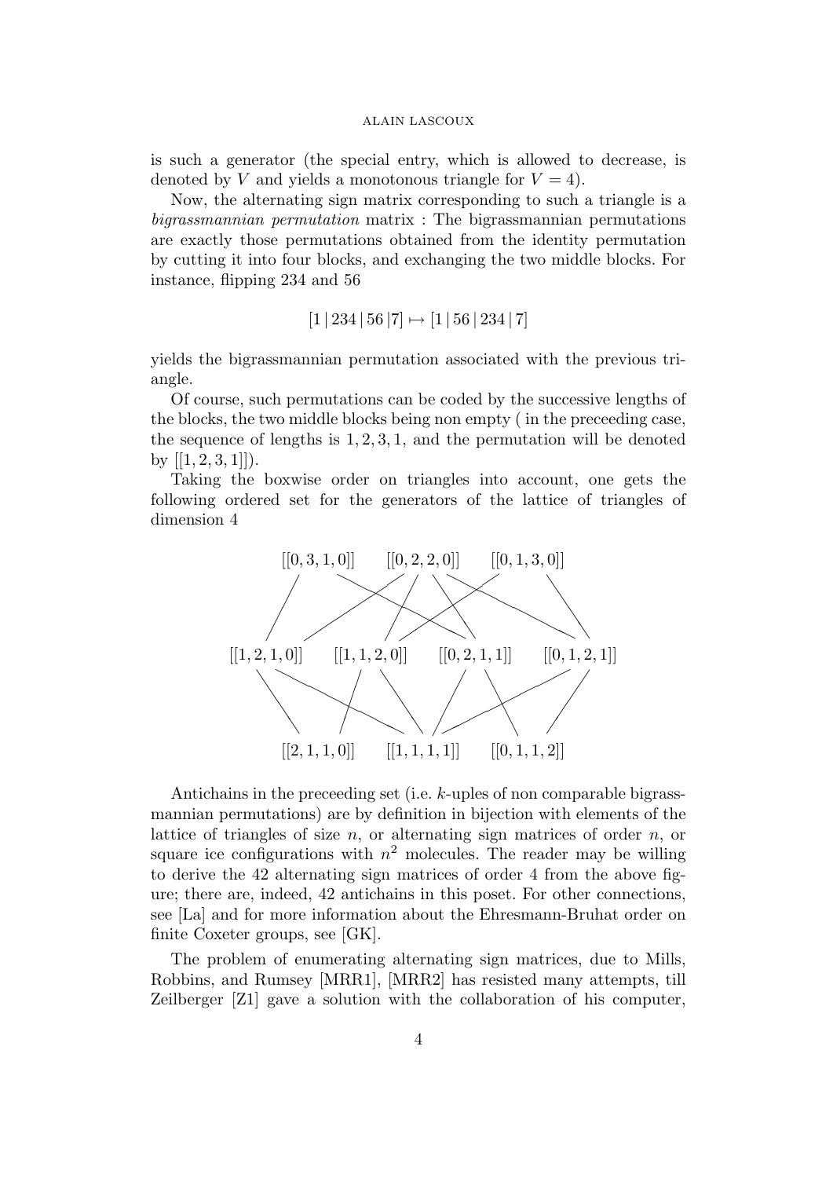is such a generator (the special entry, which is allowed to decrease, is denoted by $V$ and yields a monotonous triangle for $V = 4$).

Now, the alternating sign matrix corresponding to such a triangle is a *bigrassmannian permutation* matrix : The bigrassmannian permutations are exactly those permutations obtained from the identity permutation by cutting it into four blocks, and exchanging the two middle blocks. For instance, flipping 234 and 56

$$[1\,|\,234\,|\,56\,|7] \mapsto [1\,|\,56\,|\,234\,|\,7]$$

yields the bigrassmannian permutation associated with the previous triangle.

Of course, such permutations can be coded by the successive lengths of the blocks, the two middle blocks being non empty ( in the preceeding case, the sequence of lengths is $1, 2, 3, 1$, and the permutation will be denoted by $[[1, 2, 3, 1]]$).

Taking the boxwise order on triangles into account, one gets the following ordered set for the generators of the lattice of triangles of dimension 4

$[[0,3,1,0]]$ $[[0,2,2,0]]$ $[[0,1,3,0]]$

$[[1,2,1,0]]$ $[[1,1,2,0]]$ $[[0,2,1,1]]$ $[[0,1,2,1]]$

$[[2,1,1,0]]$ $[[1,1,1,1]]$ $[[0,1,1,2]]$

Antichains in the preceeding set (i.e. $k$-uples of non comparable bigrassmannian permutations) are by definition in bijection with elements of the lattice of triangles of size $n$, or alternating sign matrices of order $n$, or square ice configurations with $n^2$ molecules. The reader may be willing to derive the 42 alternating sign matrices of order 4 from the above figure; there are, indeed, 42 antichains in this poset. For other connections, see [La] and for more information about the Ehresmann-Bruhat order on finite Coxeter groups, see [GK].

The problem of enumerating alternating sign matrices, due to Mills, Robbins, and Rumsey [MRR1], [MRR2] has resisted many attempts, till Zeilberger [Z1] gave a solution with the collaboration of his computer,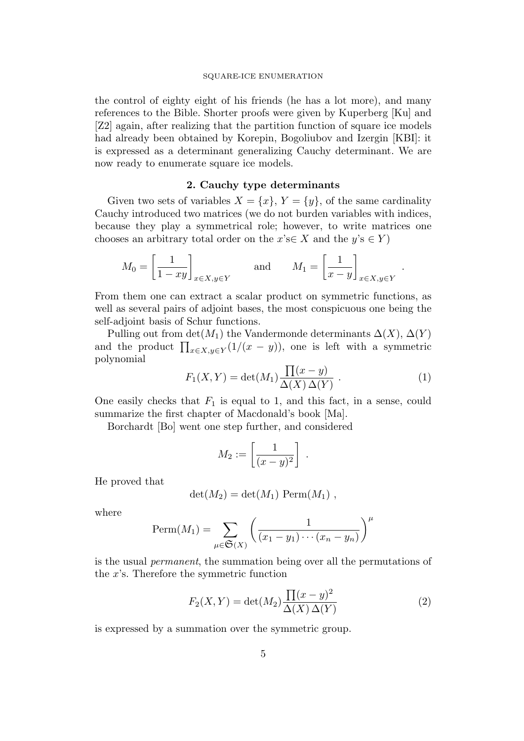the control of eighty eight of his friends (he has a lot more), and many references to the Bible. Shorter proofs were given by Kuperberg [Ku] and [Z2] again, after realizing that the partition function of square ice models had already been obtained by Korepin, Bogoliubov and Izergin [KBI]: it is expressed as a determinant generalizing Cauchy determinant. We are now ready to enumerate square ice models.

## 2. Cauchy type determinants

Given two sets of variables $X = \{x\}$, $Y = \{y\}$, of the same cardinality Cauchy introduced two matrices (we do not burden variables with indices, because they play a symmetrical role; however, to write matrices one chooses an arbitrary total order on the $x$'s$\in X$ and the $y$'s $\in Y$)

$$M_0 = \left[\frac{1}{1-xy}\right]_{x\in X, y\in Y} \qquad \text{and} \qquad M_1 = \left[\frac{1}{x-y}\right]_{x\in X, y\in Y} .$$

From them one can extract a scalar product on symmetric functions, as well as several pairs of adjoint bases, the most conspicuous one being the self-adjoint basis of Schur functions.

Pulling out from $\det(M_1)$ the Vandermonde determinants $\Delta(X)$, $\Delta(Y)$ and the product $\prod_{x\in X, y\in Y}(1/(x-y))$, one is left with a symmetric polynomial

$$F_1(X,Y) = \det(M_1)\frac{\prod(x-y)}{\Delta(X)\,\Delta(Y)} \ . \tag{1}$$

One easily checks that $F_1$ is equal to 1, and this fact, in a sense, could summarize the first chapter of Macdonald's book [Ma].

Borchardt [Bo] went one step further, and considered

$$M_2 := \left[\frac{1}{(x-y)^2}\right] \ .$$

He proved that

$$\det(M_2) = \det(M_1)\ \mathrm{Perm}(M_1) \ ,$$

where

$$\mathrm{Perm}(M_1) = \sum_{\mu\in\mathfrak{S}(X)} \left(\frac{1}{(x_1-y_1)\cdots(x_n-y_n)}\right)^{\mu}$$

is the usual *permanent*, the summation being over all the permutations of the $x$'s. Therefore the symmetric function

$$F_2(X,Y) = \det(M_2)\frac{\prod(x-y)^2}{\Delta(X)\,\Delta(Y)} \tag{2}$$

is expressed by a summation over the symmetric group.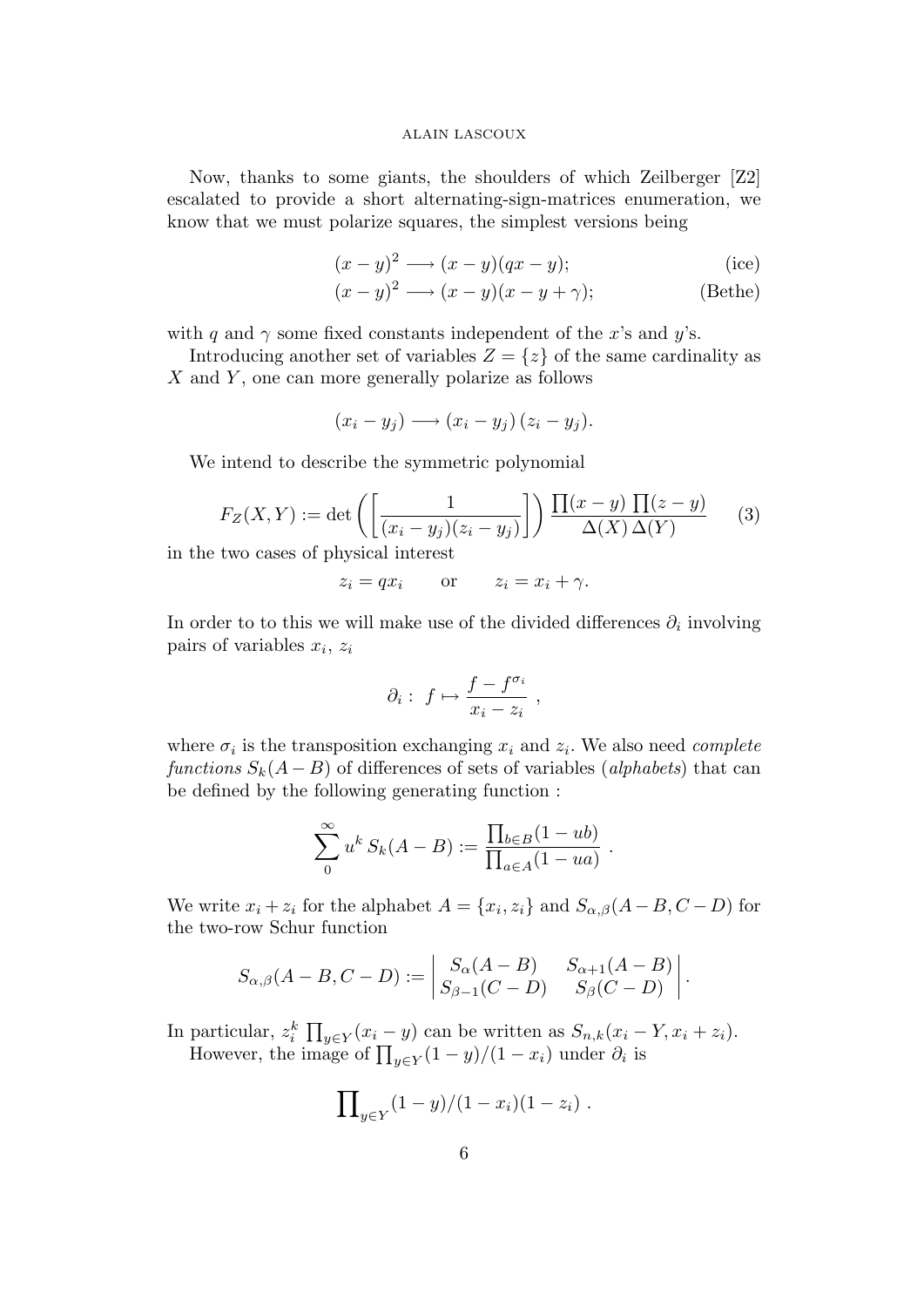Now, thanks to some giants, the shoulders of which Zeilberger [Z2] escalated to provide a short alternating-sign-matrices enumeration, we know that we must polarize squares, the simplest versions being

$$(x-y)^2 \longrightarrow (x-y)(qx-y); \qquad \text{(ice)}$$

$$(x-y)^2 \longrightarrow (x-y)(x-y+\gamma); \qquad \text{(Bethe)}$$

with $q$ and $\gamma$ some fixed constants independent of the $x$'s and $y$'s.

Introducing another set of variables $Z = \{z\}$ of the same cardinality as $X$ and $Y$, one can more generally polarize as follows

$$(x_i - y_j) \longrightarrow (x_i - y_j)\,(z_i - y_j).$$

We intend to describe the symmetric polynomial

$$F_Z(X,Y) := \det\left(\left[\frac{1}{(x_i - y_j)(z_i - y_j)}\right]\right) \frac{\prod(x-y)\,\prod(z-y)}{\Delta(X)\,\Delta(Y)} \qquad (3)$$

in the two cases of physical interest

$$z_i = qx_i \qquad \text{or} \qquad z_i = x_i + \gamma.$$

In order to to this we will make use of the divided differences $\partial_i$ involving pairs of variables $x_i$, $z_i$

$$\partial_i : \; f \mapsto \frac{f - f^{\sigma_i}}{x_i - z_i} \;,$$

where $\sigma_i$ is the transposition exchanging $x_i$ and $z_i$. We also need *complete functions* $S_k(A-B)$ of differences of sets of variables (*alphabets*) that can be defined by the following generating function :

$$\sum_0^\infty u^k \, S_k(A-B) := \frac{\prod_{b \in B}(1-ub)}{\prod_{a \in A}(1-ua)} \;.$$

We write $x_i + z_i$ for the alphabet $A = \{x_i, z_i\}$ and $S_{\alpha,\beta}(A-B, C-D)$ for the two-row Schur function

$$S_{\alpha,\beta}(A-B, C-D) := \begin{vmatrix} S_\alpha(A-B) & S_{\alpha+1}(A-B) \\ S_{\beta-1}(C-D) & S_\beta(C-D) \end{vmatrix}.$$

In particular, $z_i^k \prod_{y \in Y}(x_i - y)$ can be written as $S_{n,k}(x_i - Y, x_i + z_i)$.

However, the image of $\prod_{y \in Y}(1-y)/(1-x_i)$ under $\partial_i$ is

$$\prod\nolimits_{y \in Y}(1-y)/(1-x_i)(1-z_i) \;.$$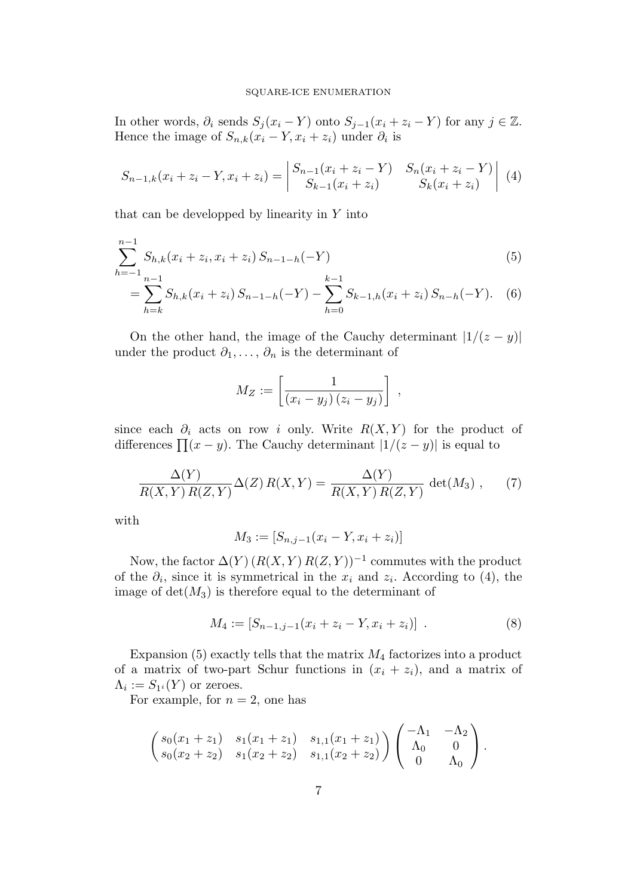In other words, $\partial_i$ sends $S_j(x_i - Y)$ onto $S_{j-1}(x_i + z_i - Y)$ for any $j \in \mathbb{Z}$. Hence the image of $S_{n,k}(x_i - Y, x_i + z_i)$ under $\partial_i$ is

$$S_{n-1,k}(x_i + z_i - Y, x_i + z_i) = \begin{vmatrix} S_{n-1}(x_i + z_i - Y) & S_n(x_i + z_i - Y) \\ S_{k-1}(x_i + z_i) & S_k(x_i + z_i) \end{vmatrix} \quad (4)$$

that can be developped by linearity in $Y$ into

$$\sum_{h=-1}^{n-1} S_{h,k}(x_i + z_i, x_i + z_i)\, S_{n-1-h}(-Y) \quad (5)$$

$$= \sum_{h=k}^{n-1} S_{h,k}(x_i + z_i)\, S_{n-1-h}(-Y) - \sum_{h=0}^{k-1} S_{k-1,h}(x_i + z_i)\, S_{n-h}(-Y). \quad (6)$$

On the other hand, the image of the Cauchy determinant $|1/(z-y)|$ under the product $\partial_1, \ldots, \partial_n$ is the determinant of

$$M_Z := \left[ \frac{1}{(x_i - y_j)\,(z_i - y_j)} \right] ,$$

since each $\partial_i$ acts on row $i$ only. Write $R(X,Y)$ for the product of differences $\prod (x-y)$. The Cauchy determinant $|1/(z-y)|$ is equal to

$$\frac{\Delta(Y)}{R(X,Y)\, R(Z,Y)} \Delta(Z)\, R(X,Y) = \frac{\Delta(Y)}{R(X,Y)\, R(Z,Y)} \det(M_3) , \quad (7)$$

with

$$M_3 := [S_{n,j-1}(x_i - Y, x_i + z_i)]$$

Now, the factor $\Delta(Y)\,(R(X,Y)\,R(Z,Y))^{-1}$ commutes with the product of the $\partial_i$, since it is symmetrical in the $x_i$ and $z_i$. According to (4), the image of $\det(M_3)$ is therefore equal to the determinant of

$$M_4 := [S_{n-1,j-1}(x_i + z_i - Y, x_i + z_i)] \ . \quad (8)$$

Expansion (5) exactly tells that the matrix $M_4$ factorizes into a product of a matrix of two-part Schur functions in $(x_i + z_i)$, and a matrix of $\Lambda_i := S_{1^i}(Y)$ or zeroes.

For example, for $n = 2$, one has

$$\begin{pmatrix} s_0(x_1+z_1) & s_1(x_1+z_1) & s_{1,1}(x_1+z_1) \\ s_0(x_2+z_2) & s_1(x_2+z_2) & s_{1,1}(x_2+z_2) \end{pmatrix} \begin{pmatrix} -\Lambda_1 & -\Lambda_2 \\ \Lambda_0 & 0 \\ 0 & \Lambda_0 \end{pmatrix} .$$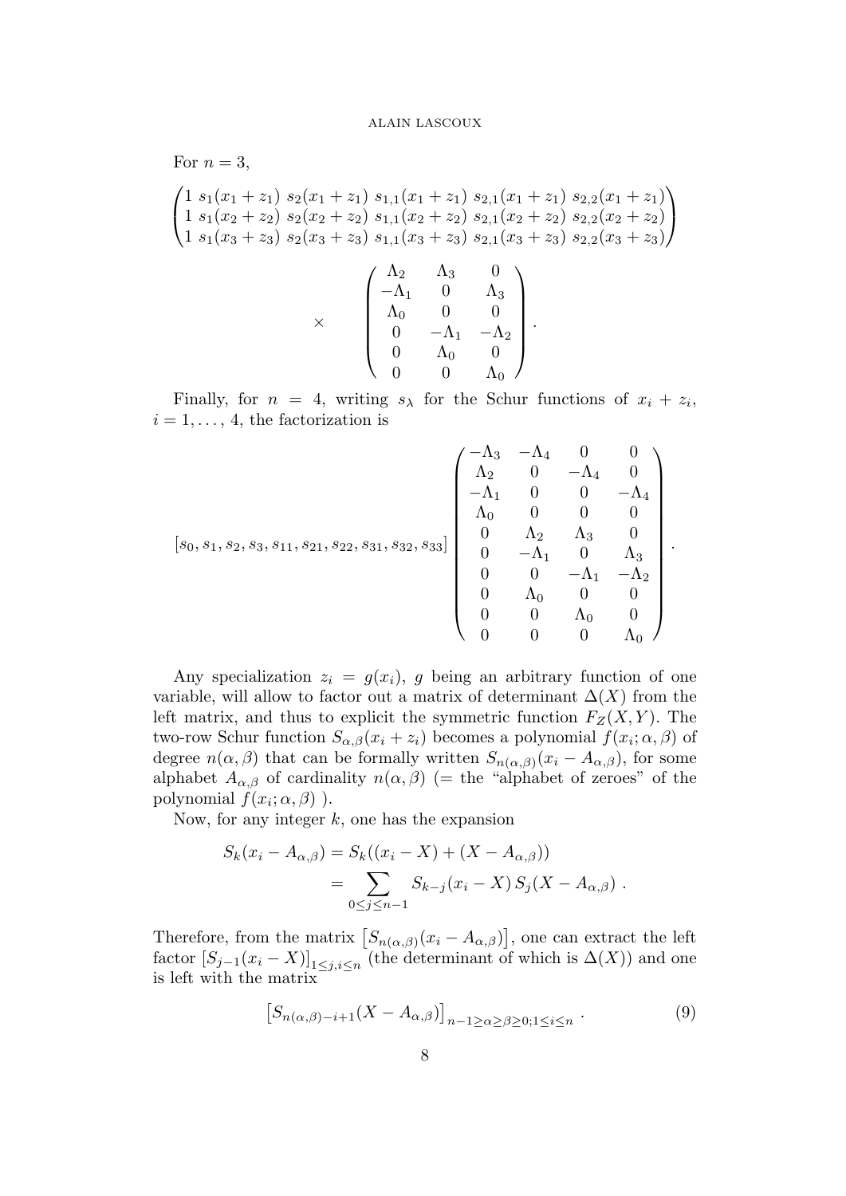For $n = 3$,

$$\begin{pmatrix} 1 & s_1(x_1+z_1) & s_2(x_1+z_1) & s_{1,1}(x_1+z_1) & s_{2,1}(x_1+z_1) & s_{2,2}(x_1+z_1) \\ 1 & s_1(x_2+z_2) & s_2(x_2+z_2) & s_{1,1}(x_2+z_2) & s_{2,1}(x_2+z_2) & s_{2,2}(x_2+z_2) \\ 1 & s_1(x_3+z_3) & s_2(x_3+z_3) & s_{1,1}(x_3+z_3) & s_{2,1}(x_3+z_3) & s_{2,2}(x_3+z_3) \end{pmatrix}$$

$$\times \quad \begin{pmatrix} \Lambda_2 & \Lambda_3 & 0 \\ -\Lambda_1 & 0 & \Lambda_3 \\ \Lambda_0 & 0 & 0 \\ 0 & -\Lambda_1 & -\Lambda_2 \\ 0 & \Lambda_0 & 0 \\ 0 & 0 & \Lambda_0 \end{pmatrix} .$$

Finally, for $n = 4$, writing $s_\lambda$ for the Schur functions of $x_i + z_i$, $i = 1, \ldots, 4$, the factorization is

$$[s_0, s_1, s_2, s_3, s_{11}, s_{21}, s_{22}, s_{31}, s_{32}, s_{33}] \begin{pmatrix} -\Lambda_3 & -\Lambda_4 & 0 & 0 \\ \Lambda_2 & 0 & -\Lambda_4 & 0 \\ -\Lambda_1 & 0 & 0 & -\Lambda_4 \\ \Lambda_0 & 0 & 0 & 0 \\ 0 & \Lambda_2 & \Lambda_3 & 0 \\ 0 & -\Lambda_1 & 0 & \Lambda_3 \\ 0 & 0 & -\Lambda_1 & -\Lambda_2 \\ 0 & \Lambda_0 & 0 & 0 \\ 0 & 0 & \Lambda_0 & 0 \\ 0 & 0 & 0 & \Lambda_0 \end{pmatrix} .$$

Any specialization $z_i = g(x_i)$, $g$ being an arbitrary function of one variable, will allow to factor out a matrix of determinant $\Delta(X)$ from the left matrix, and thus to explicit the symmetric function $F_Z(X, Y)$. The two-row Schur function $S_{\alpha,\beta}(x_i + z_i)$ becomes a polynomial $f(x_i; \alpha, \beta)$ of degree $n(\alpha, \beta)$ that can be formally written $S_{n(\alpha,\beta)}(x_i - A_{\alpha,\beta})$, for some alphabet $A_{\alpha,\beta}$ of cardinality $n(\alpha, \beta)$ (= the "alphabet of zeroes" of the polynomial $f(x_i; \alpha, \beta)$ ).

Now, for any integer $k$, one has the expansion

$$\begin{aligned} S_k(x_i - A_{\alpha,\beta}) &= S_k((x_i - X) + (X - A_{\alpha,\beta})) \\ &= \sum_{0 \le j \le n-1} S_{k-j}(x_i - X)\, S_j(X - A_{\alpha,\beta}) \ . \end{aligned}$$

Therefore, from the matrix $\left[S_{n(\alpha,\beta)}(x_i - A_{\alpha,\beta})\right]$, one can extract the left factor $[S_{j-1}(x_i - X)]_{1 \le j, i \le n}$ (the determinant of which is $\Delta(X)$) and one is left with the matrix

$$\left[S_{n(\alpha,\beta)-i+1}(X - A_{\alpha,\beta})\right]_{n-1 \ge \alpha \ge \beta \ge 0; 1 \le i \le n} \ . \tag{9}$$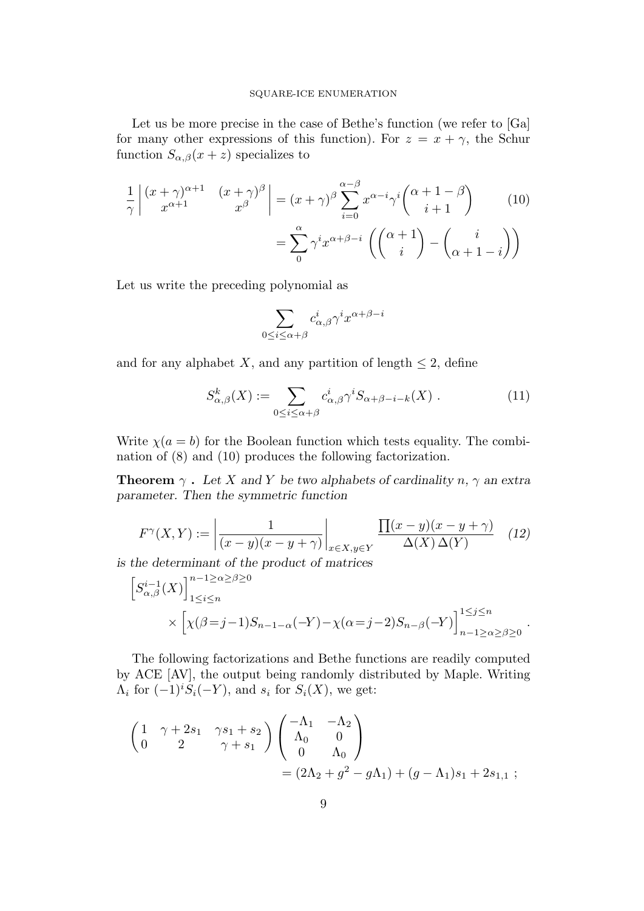Let us be more precise in the case of Bethe's function (we refer to [Ga] for many other expressions of this function). For $z = x+\gamma$, the Schur function $S_{\alpha,\beta}(x+z)$ specializes to

$$\frac{1}{\gamma}\begin{vmatrix} (x+\gamma)^{\alpha+1} & (x+\gamma)^{\beta} \\ x^{\alpha+1} & x^{\beta} \end{vmatrix} = (x+\gamma)^{\beta}\sum_{i=0}^{\alpha-\beta} x^{\alpha-i}\gamma^{i}\binom{\alpha+1-\beta}{i+1} \tag{10}$$
$$= \sum_{0}^{\alpha} \gamma^{i} x^{\alpha+\beta-i}\left(\binom{\alpha+1}{i} - \binom{i}{\alpha+1-i}\right)$$

Let us write the preceding polynomial as

$$\sum_{0\le i\le \alpha+\beta} c^{i}_{\alpha,\beta}\gamma^{i}x^{\alpha+\beta-i}$$

and for any alphabet $X$, and any partition of length $\le 2$, define

$$S^{k}_{\alpha,\beta}(X) := \sum_{0\le i\le \alpha+\beta} c^{i}_{\alpha,\beta}\gamma^{i} S_{\alpha+\beta-i-k}(X)\ . \tag{11}$$

Write $\chi(a=b)$ for the Boolean function which tests equality. The combination of (8) and (10) produces the following factorization.

**Theorem $\gamma$ .** *Let $X$ and $Y$ be two alphabets of cardinality $n$, $\gamma$ an extra parameter. Then the symmetric function*

$$F^{\gamma}(X,Y) := \left|\frac{1}{(x-y)(x-y+\gamma)}\right|_{x\in X, y\in Y}\ \frac{\prod(x-y)(x-y+\gamma)}{\Delta(X)\,\Delta(Y)} \tag{12}$$

*is the determinant of the product of matrices*

$$\Big[S^{i-1}_{\alpha,\beta}(X)\Big]^{n-1\ge\alpha\ge\beta\ge 0}_{1\le i\le n}$$
$$\times\Big[\chi(\beta=j-1)S_{n-1-\alpha}(-Y)-\chi(\alpha=j-2)S_{n-\beta}(-Y)\Big]^{1\le j\le n}_{n-1\ge\alpha\ge\beta\ge 0}\ .$$

The following factorizations and Bethe functions are readily computed by ACE [AV], the output being randomly distributed by Maple. Writing $\Lambda_i$ for $(-1)^i S_i(-Y)$, and $s_i$ for $S_i(X)$, we get:

$$\begin{pmatrix} 1 & \gamma+2s_1 & \gamma s_1+s_2 \\ 0 & 2 & \gamma+s_1 \end{pmatrix}\begin{pmatrix} -\Lambda_1 & -\Lambda_2 \\ \Lambda_0 & 0 \\ 0 & \Lambda_0 \end{pmatrix}$$
$$= (2\Lambda_2+g^2-g\Lambda_1)+(g-\Lambda_1)s_1+2s_{1,1}\ ;$$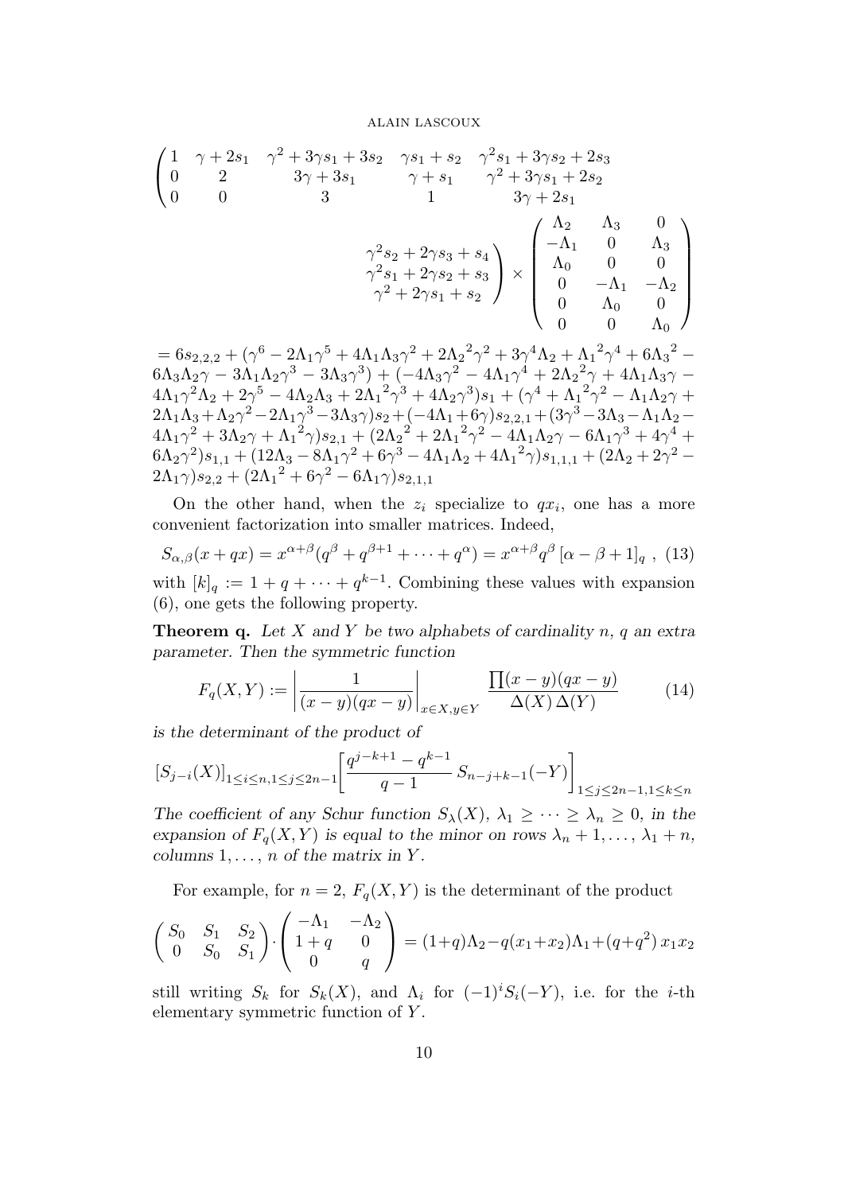$$\begin{pmatrix} 1 & \gamma+2s_1 & \gamma^2+3\gamma s_1+3s_2 & \gamma s_1+s_2 & \gamma^2 s_1+3\gamma s_2+2s_3 & \gamma^2 s_2+2\gamma s_3+s_4 \\ 0 & 2 & 3\gamma+3s_1 & \gamma+s_1 & \gamma^2+3\gamma s_1+2s_2 & \gamma^2 s_1+2\gamma s_2+s_3 \\ 0 & 0 & 3 & 1 & 3\gamma+2s_1 & \gamma^2+2\gamma s_1+s_2 \end{pmatrix} \times \begin{pmatrix} \Lambda_2 & \Lambda_3 & 0 \\ -\Lambda_1 & 0 & \Lambda_3 \\ \Lambda_0 & 0 & 0 \\ 0 & -\Lambda_1 & -\Lambda_2 \\ 0 & \Lambda_0 & 0 \\ 0 & 0 & \Lambda_0 \end{pmatrix}$$

$= 6s_{2,2,2} + (\gamma^6 - 2\Lambda_1\gamma^5 + 4\Lambda_1\Lambda_3\gamma^2 + 2{\Lambda_2}^2\gamma^2 + 3\gamma^4\Lambda_2 + {\Lambda_1}^2\gamma^4 + 6{\Lambda_3}^2 - 6\Lambda_3\Lambda_2\gamma - 3\Lambda_1\Lambda_2\gamma^3 - 3\Lambda_3\gamma^3) + (-4\Lambda_3\gamma^2 - 4\Lambda_1\gamma^4 + 2{\Lambda_2}^2\gamma + 4\Lambda_1\Lambda_3\gamma - 4\Lambda_1\gamma^2\Lambda_2 + 2\gamma^5 - 4\Lambda_2\Lambda_3 + 2{\Lambda_1}^2\gamma^3 + 4\Lambda_2\gamma^3)s_1 + (\gamma^4 + {\Lambda_1}^2\gamma^2 - \Lambda_1\Lambda_2\gamma + 2\Lambda_1\Lambda_3 + \Lambda_2\gamma^2 - 2\Lambda_1\gamma^3 - 3\Lambda_3\gamma)s_2 + (-4\Lambda_1 + 6\gamma)s_{2,2,1} + (3\gamma^3 - 3\Lambda_3 - \Lambda_1\Lambda_2 - 4\Lambda_1\gamma^2 + 3\Lambda_2\gamma + {\Lambda_1}^2\gamma)s_{2,1} + (2{\Lambda_2}^2 + 2{\Lambda_1}^2\gamma^2 - 4\Lambda_1\Lambda_2\gamma - 6\Lambda_1\gamma^3 + 4\gamma^4 + 6\Lambda_2\gamma^2)s_{1,1} + (12\Lambda_3 - 8\Lambda_1\gamma^2 + 6\gamma^3 - 4\Lambda_1\Lambda_2 + 4{\Lambda_1}^2\gamma)s_{1,1,1} + (2\Lambda_2 + 2\gamma^2 - 2\Lambda_1\gamma)s_{2,2} + (2{\Lambda_1}^2 + 6\gamma^2 - 6\Lambda_1\gamma)s_{2,1,1}$

On the other hand, when the $z_i$ specialize to $qx_i$, one has a more convenient factorization into smaller matrices. Indeed,

$$S_{\alpha,\beta}(x+qx) = x^{\alpha+\beta}(q^\beta + q^{\beta+1} + \cdots + q^\alpha) = x^{\alpha+\beta}q^\beta\,[\alpha-\beta+1]_q\ , \quad (13)$$

with $[k]_q := 1 + q + \cdots + q^{k-1}$. Combining these values with expansion (6), one gets the following property.

**Theorem q.** *Let $X$ and $Y$ be two alphabets of cardinality $n$, $q$ an extra parameter. Then the symmetric function*

$$F_q(X,Y) := \left|\frac{1}{(x-y)(qx-y)}\right|_{x\in X, y\in Y} \frac{\prod(x-y)(qx-y)}{\Delta(X)\,\Delta(Y)} \quad (14)$$

*is the determinant of the product of*

$$[S_{j-i}(X)]_{1\le i\le n, 1\le j\le 2n-1}\left[\frac{q^{j-k+1}-q^{k-1}}{q-1}\,S_{n-j+k-1}(-Y)\right]_{1\le j\le 2n-1, 1\le k\le n}$$

*The coefficient of any Schur function $S_\lambda(X)$, $\lambda_1 \ge \cdots \ge \lambda_n \ge 0$, in the expansion of $F_q(X,Y)$ is equal to the minor on rows $\lambda_n+1,\ldots,\lambda_1+n$, columns $1,\ldots,n$ of the matrix in $Y$.*

For example, for $n = 2$, $F_q(X,Y)$ is the determinant of the product

$$\begin{pmatrix} S_0 & S_1 & S_2 \\ 0 & S_0 & S_1 \end{pmatrix}\cdot\begin{pmatrix} -\Lambda_1 & -\Lambda_2 \\ 1+q & 0 \\ 0 & q \end{pmatrix} = (1+q)\Lambda_2 - q(x_1+x_2)\Lambda_1 + (q+q^2)\,x_1x_2$$

still writing $S_k$ for $S_k(X)$, and $\Lambda_i$ for $(-1)^iS_i(-Y)$, i.e. for the $i$-th elementary symmetric function of $Y$.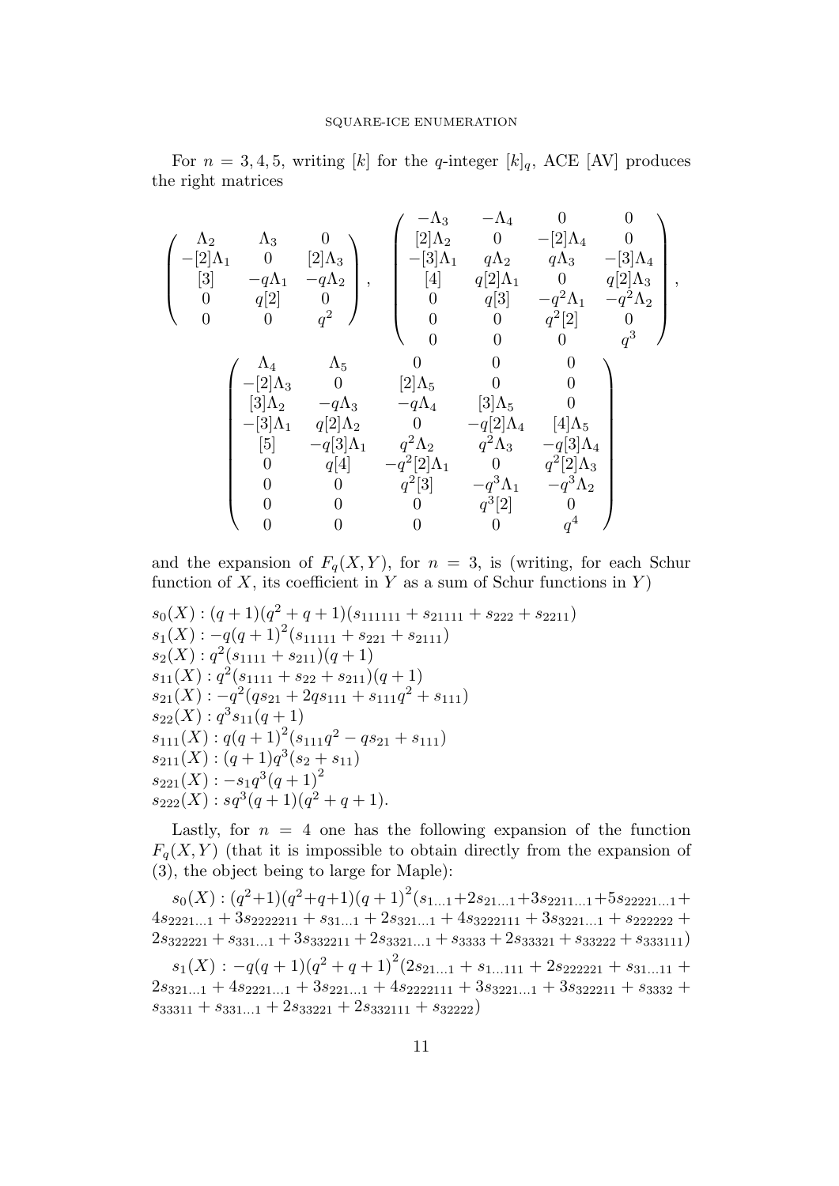For $n = 3, 4, 5$, writing $[k]$ for the $q$-integer $[k]_q$, ACE [AV] produces the right matrices

$$
\begin{pmatrix}
\Lambda_2 & \Lambda_3 & 0 \\
-[2]\Lambda_1 & 0 & [2]\Lambda_3 \\
[3] & -q\Lambda_1 & -q\Lambda_2 \\
0 & q[2] & 0 \\
0 & 0 & q^2
\end{pmatrix}, \quad
\begin{pmatrix}
-\Lambda_3 & -\Lambda_4 & 0 & 0 \\
[2]\Lambda_2 & 0 & -[2]\Lambda_4 & 0 \\
-[3]\Lambda_1 & q\Lambda_2 & q\Lambda_3 & -[3]\Lambda_4 \\
[4] & q[2]\Lambda_1 & 0 & q[2]\Lambda_3 \\
0 & q[3] & -q^2\Lambda_1 & -q^2\Lambda_2 \\
0 & 0 & q^2[2] & 0 \\
0 & 0 & 0 & q^3
\end{pmatrix},
$$

$$
\begin{pmatrix}
\Lambda_4 & \Lambda_5 & 0 & 0 & 0 \\
-[2]\Lambda_3 & 0 & [2]\Lambda_5 & 0 & 0 \\
[3]\Lambda_2 & -q\Lambda_3 & -q\Lambda_4 & [3]\Lambda_5 & 0 \\
-[3]\Lambda_1 & q[2]\Lambda_2 & 0 & -q[2]\Lambda_4 & [4]\Lambda_5 \\
[5] & -q[3]\Lambda_1 & q^2\Lambda_2 & q^2\Lambda_3 & -q[3]\Lambda_4 \\
0 & q[4] & -q^2[2]\Lambda_1 & 0 & q^2[2]\Lambda_3 \\
0 & 0 & q^2[3] & -q^3\Lambda_1 & -q^3\Lambda_2 \\
0 & 0 & 0 & q^3[2] & 0 \\
0 & 0 & 0 & 0 & q^4
\end{pmatrix}
$$

and the expansion of $F_q(X, Y)$, for $n = 3$, is (writing, for each Schur function of $X$, its coefficient in $Y$ as a sum of Schur functions in $Y$)

$s_0(X) : (q+1)(q^2+q+1)(s_{111111} + s_{21111} + s_{222} + s_{2211})$
$s_1(X) : -q(q+1)^2(s_{11111} + s_{221} + s_{2111})$
$s_2(X) : q^2(s_{1111} + s_{211})(q+1)$
$s_{11}(X) : q^2(s_{1111} + s_{22} + s_{211})(q+1)$
$s_{21}(X) : -q^2(qs_{21} + 2qs_{111} + s_{111}q^2 + s_{111})$
$s_{22}(X) : q^3 s_{11}(q+1)$
$s_{111}(X) : q(q+1)^2(s_{111}q^2 - qs_{21} + s_{111})$
$s_{211}(X) : (q+1)q^3(s_2 + s_{11})$
$s_{221}(X) : -s_1 q^3(q+1)^2$
$s_{222}(X) : sq^3(q+1)(q^2+q+1)$.

Lastly, for $n = 4$ one has the following expansion of the function $F_q(X, Y)$ (that it is impossible to obtain directly from the expansion of (3), the object being to large for Maple):

$s_0(X) : (q^2+1)(q^2+q+1)(q+1)^2(s_{1\ldots1} + 2s_{21\ldots1} + 3s_{2211\ldots1} + 5s_{22221\ldots1} + 4s_{2221\ldots1} + 3s_{2222211} + s_{31\ldots1} + 2s_{321\ldots1} + 4s_{3222111} + 3s_{3221\ldots1} + s_{222222} + 2s_{322221} + s_{331\ldots1} + 3s_{332211} + 2s_{3321\ldots1} + s_{3333} + 2s_{33321} + s_{33222} + s_{333111})$

$s_1(X) : -q(q+1)(q^2+q+1)^2(2s_{21\ldots1} + s_{1\ldots111} + 2s_{222221} + s_{31\ldots11} + 2s_{321\ldots1} + 4s_{2221\ldots1} + 3s_{221\ldots1} + 4s_{2222111} + 3s_{3221\ldots1} + 3s_{322211} + s_{3332} + s_{33311} + s_{331\ldots1} + 2s_{33221} + 2s_{332111} + s_{32222})$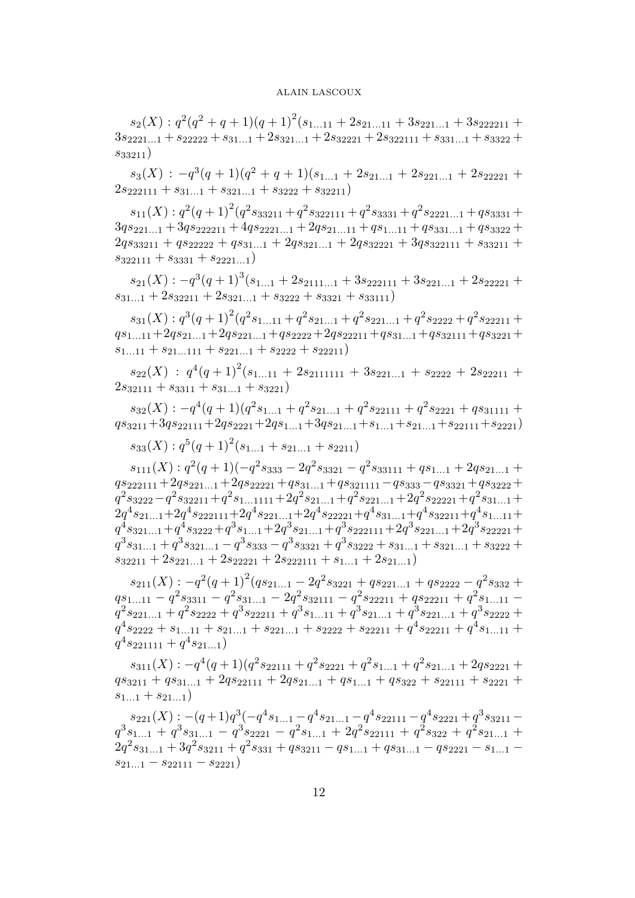$s_2(X) : q^2(q^2+q+1)(q+1)^2(s_{1\ldots11} + 2s_{21\ldots11} + 3s_{221\ldots1} + 3s_{222211} + 3s_{2221\ldots1} + s_{22222} + s_{31\ldots1} + 2s_{321\ldots1} + 2s_{32221} + 2s_{322111} + s_{331\ldots1} + s_{3322} + s_{33211})$

$s_3(X) : -q^3(q+1)(q^2+q+1)(s_{1\ldots1} + 2s_{21\ldots1} + 2s_{221\ldots1} + 2s_{22221} + 2s_{222111} + s_{31\ldots1} + s_{321\ldots1} + s_{3222} + s_{32211})$

$s_{11}(X) : q^2(q+1)^2(q^2s_{33211} + q^2s_{322111} + q^2s_{3331} + q^2s_{2221\ldots1} + qs_{3331} + 3qs_{221\ldots1} + 3qs_{222211} + 4qs_{2221\ldots1} + 2qs_{21\ldots11} + qs_{1\ldots11} + qs_{331\ldots1} + qs_{3322} + 2qs_{33211} + qs_{22222} + qs_{31\ldots1} + 2qs_{321\ldots1} + 2qs_{32221} + 3qs_{322111} + s_{33211} + s_{322111} + s_{3331} + s_{2221\ldots1})$

$s_{21}(X) : -q^3(q+1)^3(s_{1\ldots1} + 2s_{2111\ldots1} + 3s_{222111} + 3s_{221\ldots1} + 2s_{22221} + s_{31\ldots1} + 2s_{32211} + 2s_{321\ldots1} + s_{3222} + s_{3321} + s_{33111})$

$s_{31}(X) : q^3(q+1)^2(q^2s_{1\ldots11} + q^2s_{21\ldots1} + q^2s_{221\ldots1} + q^2s_{2222} + q^2s_{22211} + qs_{1\ldots11} + 2qs_{21\ldots1} + 2qs_{221\ldots1} + qs_{2222} + 2qs_{22211} + qs_{31\ldots1} + qs_{32111} + qs_{3221} + s_{1\ldots11} + s_{21\ldots111} + s_{221\ldots1} + s_{2222} + s_{22211})$

$s_{22}(X) : q^4(q+1)^2(s_{1\ldots11} + 2s_{2111111} + 3s_{221\ldots1} + s_{2222} + 2s_{22211} + 2s_{32111} + s_{3311} + s_{31\ldots1} + s_{3221})$

$s_{32}(X) : -q^4(q+1)(q^2s_{1\ldots1} + q^2s_{21\ldots1} + q^2s_{22111} + q^2s_{2221} + qs_{31111} + qs_{3211} + 3qs_{22111} + 2qs_{2221} + 2qs_{1\ldots1} + 3qs_{21\ldots1} + s_{1\ldots1} + s_{21\ldots1} + s_{22111} + s_{2221})$

$s_{33}(X) : q^5(q+1)^2(s_{1\ldots1} + s_{21\ldots1} + s_{2211})$

$s_{111}(X) : q^2(q+1)(-q^2s_{333} - 2q^2s_{3321} - q^2s_{33111} + qs_{1\ldots1} + 2qs_{21\ldots1} + qs_{222111} + 2qs_{221\ldots1} + 2qs_{22221} + qs_{31\ldots1} + qs_{321111} - qs_{333} - qs_{3321} + qs_{3222} + q^2s_{3222} - q^2s_{32211} + q^2s_{1\ldots1111} + 2q^2s_{21\ldots1} + q^2s_{221\ldots1} + 2q^2s_{22221} + q^2s_{31\ldots1} + 2q^4s_{21\ldots1} + 2q^4s_{222111} + 2q^4s_{221\ldots1} + 2q^4s_{22221} + q^4s_{31\ldots1} + q^4s_{32211} + q^4s_{1\ldots11} + q^4s_{321\ldots1} + q^4s_{3222} + q^3s_{1\ldots1} + 2q^3s_{21\ldots1} + q^3s_{222111} + 2q^3s_{221\ldots1} + 2q^3s_{22221} + q^3s_{31\ldots1} + q^3s_{321\ldots1} - q^3s_{333} - q^3s_{3321} + q^3s_{3222} + s_{31\ldots1} + s_{321\ldots1} + s_{3222} + s_{32211} + 2s_{221\ldots1} + 2s_{22221} + 2s_{222111} + s_{1\ldots1} + 2s_{21\ldots1})$

$s_{211}(X) : -q^2(q+1)^2(qs_{21\ldots1} - 2q^2s_{3221} + qs_{221\ldots1} + qs_{2222} - q^2s_{332} + qs_{1\ldots11} - q^2s_{3311} - q^2s_{31\ldots1} - 2q^2s_{32111} - q^2s_{22211} + qs_{22211} + q^2s_{1\ldots11} - q^2s_{221\ldots1} + q^2s_{2222} + q^3s_{22211} + q^3s_{1\ldots11} + q^3s_{21\ldots1} + q^3s_{221\ldots1} + q^3s_{2222} + q^4s_{2222} + s_{1\ldots11} + s_{21\ldots1} + s_{221\ldots1} + s_{2222} + s_{22211} + q^4s_{22211} + q^4s_{1\ldots11} + q^4s_{221111} + q^4s_{21\ldots1})$

$s_{311}(X) : -q^4(q+1)(q^2s_{22111} + q^2s_{2221} + q^2s_{1\ldots1} + q^2s_{21\ldots1} + 2qs_{2221} + qs_{3211} + qs_{31\ldots1} + 2qs_{22111} + 2qs_{21\ldots1} + qs_{1\ldots1} + qs_{322} + s_{22111} + s_{2221} + s_{1\ldots1} + s_{21\ldots1})$

$s_{221}(X) : -(q+1)q^3(-q^4s_{1\ldots1} - q^4s_{21\ldots1} - q^4s_{22111} - q^4s_{2221} + q^3s_{3211} - q^3s_{1\ldots1} + q^3s_{31\ldots1} - q^3s_{2221} - q^2s_{1\ldots1} + 2q^2s_{22111} + q^2s_{322} + q^2s_{21\ldots1} + 2q^2s_{31\ldots1} + 3q^2s_{3211} + q^2s_{331} + qs_{3211} - qs_{1\ldots1} + qs_{31\ldots1} - qs_{2221} - s_{1\ldots1} - s_{21\ldots1} - s_{22111} - s_{2221})$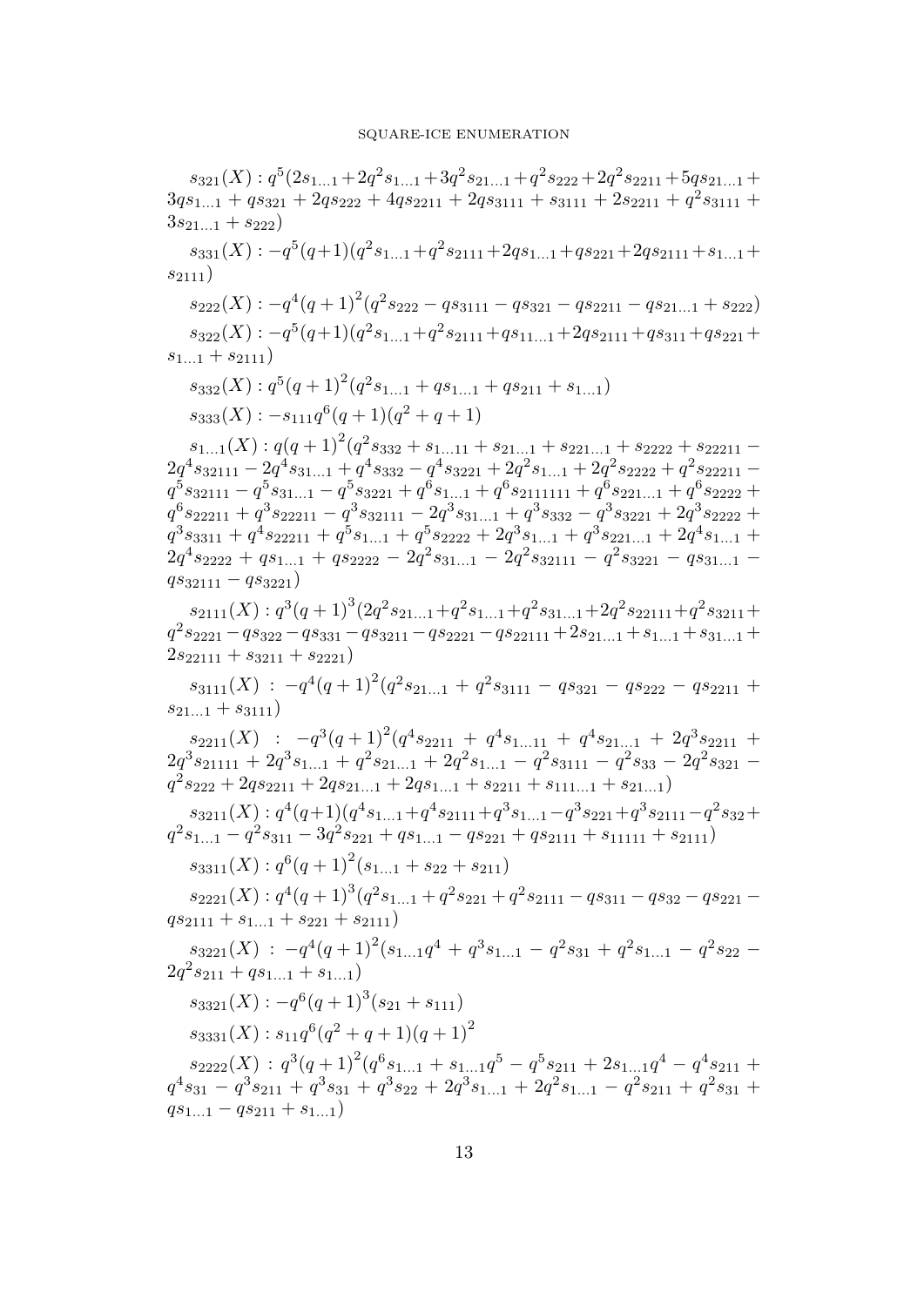$s_{321}(X) : q^5(2s_{1\ldots1}+2q^2s_{1\ldots1}+3q^2s_{21\ldots1}+q^2s_{222}+2q^2s_{2211}+5qs_{21\ldots1}+3qs_{1\ldots1}+qs_{321}+2qs_{222}+4qs_{2211}+2qs_{3111}+s_{3111}+2s_{2211}+q^2s_{3111}+3s_{21\ldots1}+s_{222})$

$s_{331}(X) : -q^5(q+1)(q^2s_{1\ldots1}+q^2s_{2111}+2qs_{1\ldots1}+qs_{221}+2qs_{2111}+s_{1\ldots1}+s_{2111})$

$s_{222}(X) : -q^4(q+1)^2(q^2s_{222}-qs_{3111}-qs_{321}-qs_{2211}-qs_{21\ldots1}+s_{222})$

$s_{322}(X) : -q^5(q+1)(q^2s_{1\ldots1}+q^2s_{2111}+qs_{11\ldots1}+2qs_{2111}+qs_{311}+qs_{221}+s_{1\ldots1}+s_{2111})$

$s_{332}(X) : q^5(q+1)^2(q^2s_{1\ldots1}+qs_{1\ldots1}+qs_{211}+s_{1\ldots1})$

$s_{333}(X) : -s_{111}q^6(q+1)(q^2+q+1)$

$s_{1\ldots1}(X) : q(q+1)^2(q^2s_{332}+s_{1\ldots11}+s_{21\ldots1}+s_{221\ldots1}+s_{2222}+s_{22211}-2q^4s_{32111}-2q^4s_{31\ldots1}+q^4s_{332}-q^4s_{3221}+2q^2s_{1\ldots1}+2q^2s_{2222}+q^2s_{22211}-q^5s_{32111}-q^5s_{31\ldots1}-q^5s_{3221}+q^6s_{1\ldots1}+q^6s_{2111111}+q^6s_{221\ldots1}+q^6s_{2222}+q^6s_{22211}+q^3s_{22211}-q^3s_{32111}-2q^3s_{31\ldots1}+q^3s_{332}-q^3s_{3221}+2q^3s_{2222}+q^3s_{3311}+q^4s_{22211}+q^5s_{1\ldots1}+q^5s_{2222}+2q^3s_{1\ldots1}+q^3s_{221\ldots1}+2q^4s_{1\ldots1}+2q^4s_{2222}+qs_{1\ldots1}+qs_{2222}-2q^2s_{31\ldots1}-2q^2s_{32111}-q^2s_{3221}-qs_{31\ldots1}-qs_{32111}-qs_{3221})$

$s_{2111}(X) : q^3(q+1)^3(2q^2s_{21\ldots1}+q^2s_{1\ldots1}+q^2s_{31\ldots1}+2q^2s_{22111}+q^2s_{3211}+q^2s_{2221}-qs_{322}-qs_{331}-qs_{3211}-qs_{2221}-qs_{22111}+2s_{21\ldots1}+s_{1\ldots1}+s_{31\ldots1}+2s_{22111}+s_{3211}+s_{2221})$

$s_{3111}(X) : -q^4(q+1)^2(q^2s_{21\ldots1}+q^2s_{3111}-qs_{321}-qs_{222}-qs_{2211}+s_{21\ldots1}+s_{3111})$

$s_{2211}(X) : -q^3(q+1)^2(q^4s_{2211}+q^4s_{1\ldots11}+q^4s_{21\ldots1}+2q^3s_{2211}+2q^3s_{21111}+2q^3s_{1\ldots1}+q^2s_{21\ldots1}+2q^2s_{1\ldots1}-q^2s_{3111}-q^2s_{33}-2q^2s_{321}-q^2s_{222}+2qs_{2211}+2qs_{21\ldots1}+2qs_{1\ldots1}+s_{2211}+s_{111\ldots1}+s_{21\ldots1})$

$s_{3211}(X) : q^4(q+1)(q^4s_{1\ldots1}+q^4s_{2111}+q^3s_{1\ldots1}-q^3s_{221}+q^3s_{2111}-q^2s_{32}+q^2s_{1\ldots1}-q^2s_{311}-3q^2s_{221}+qs_{1\ldots1}-qs_{221}+qs_{2111}+s_{11111}+s_{2111})$

$s_{3311}(X) : q^6(q+1)^2(s_{1\ldots1}+s_{22}+s_{211})$

$s_{2221}(X) : q^4(q+1)^3(q^2s_{1\ldots1}+q^2s_{221}+q^2s_{2111}-qs_{311}-qs_{32}-qs_{221}-qs_{2111}+s_{1\ldots1}+s_{221}+s_{2111})$

$s_{3221}(X) : -q^4(q+1)^2(s_{1\ldots1}q^4+q^3s_{1\ldots1}-q^2s_{31}+q^2s_{1\ldots1}-q^2s_{22}-2q^2s_{211}+qs_{1\ldots1}+s_{1\ldots1})$

$s_{3321}(X) : -q^6(q+1)^3(s_{21}+s_{111})$

$s_{3331}(X) : s_{11}q^6(q^2+q+1)(q+1)^2$

$s_{2222}(X) : q^3(q+1)^2(q^6s_{1\ldots1}+s_{1\ldots1}q^5-q^5s_{211}+2s_{1\ldots1}q^4-q^4s_{211}+q^4s_{31}-q^3s_{211}+q^3s_{31}+q^3s_{22}+2q^3s_{1\ldots1}+2q^2s_{1\ldots1}-q^2s_{211}+q^2s_{31}+qs_{1\ldots1}-qs_{211}+s_{1\ldots1})$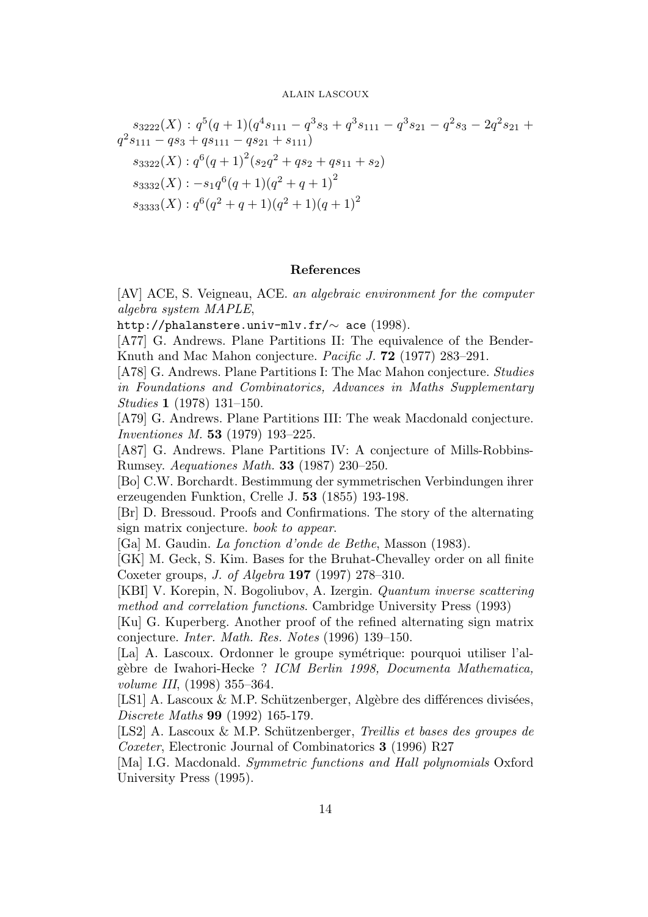$s_{3222}(X) : q^5(q+1)(q^4 s_{111} - q^3 s_3 + q^3 s_{111} - q^3 s_{21} - q^2 s_3 - 2q^2 s_{21} + q^2 s_{111} - q s_3 + q s_{111} - q s_{21} + s_{111})$

$s_{3322}(X) : q^6 (q+1)^2 (s_2 q^2 + q s_2 + q s_{11} + s_2)$

$s_{3332}(X) : -s_1 q^6 (q+1)(q^2+q+1)^2$

$s_{3333}(X) : q^6 (q^2+q+1)(q^2+1)(q+1)^2$

## References

[AV] ACE, S. Veigneau, ACE. *an algebraic environment for the computer algebra system MAPLE*, `http://phalanstere.univ-mlv.fr/∼ ace` (1998).

[A77] G. Andrews. Plane Partitions II: The equivalence of the Bender-Knuth and Mac Mahon conjecture. *Pacific J.* **72** (1977) 283–291.

[A78] G. Andrews. Plane Partitions I: The Mac Mahon conjecture. *Studies in Foundations and Combinatorics, Advances in Maths Supplementary Studies* **1** (1978) 131–150.

[A79] G. Andrews. Plane Partitions III: The weak Macdonald conjecture. *Inventiones M.* **53** (1979) 193–225.

[A87] G. Andrews. Plane Partitions IV: A conjecture of Mills-Robbins-Rumsey. *Aequationes Math.* **33** (1987) 230–250.

[Bo] C.W. Borchardt. Bestimmung der symmetrischen Verbindungen ihrer erzeugenden Funktion, Crelle J. **53** (1855) 193-198.

[Br] D. Bressoud. Proofs and Confirmations. The story of the alternating sign matrix conjecture. *book to appear*.

[Ga] M. Gaudin. *La fonction d'onde de Bethe*, Masson (1983).

[GK] M. Geck, S. Kim. Bases for the Bruhat-Chevalley order on all finite Coxeter groups, *J. of Algebra* **197** (1997) 278–310.

[KBI] V. Korepin, N. Bogoliubov, A. Izergin. *Quantum inverse scattering method and correlation functions*. Cambridge University Press (1993)

[Ku] G. Kuperberg. Another proof of the refined alternating sign matrix conjecture. *Inter. Math. Res. Notes* (1996) 139–150.

[La] A. Lascoux. Ordonner le groupe symétrique: pourquoi utiliser l'algèbre de Iwahori-Hecke ? *ICM Berlin 1998, Documenta Mathematica, volume III*, (1998) 355–364.

[LS1] A. Lascoux & M.P. Schützenberger, Algèbre des différences divisées, *Discrete Maths* **99** (1992) 165-179.

[LS2] A. Lascoux & M.P. Schützenberger, *Treillis et bases des groupes de Coxeter*, Electronic Journal of Combinatorics **3** (1996) R27

[Ma] I.G. Macdonald. *Symmetric functions and Hall polynomials* Oxford University Press (1995).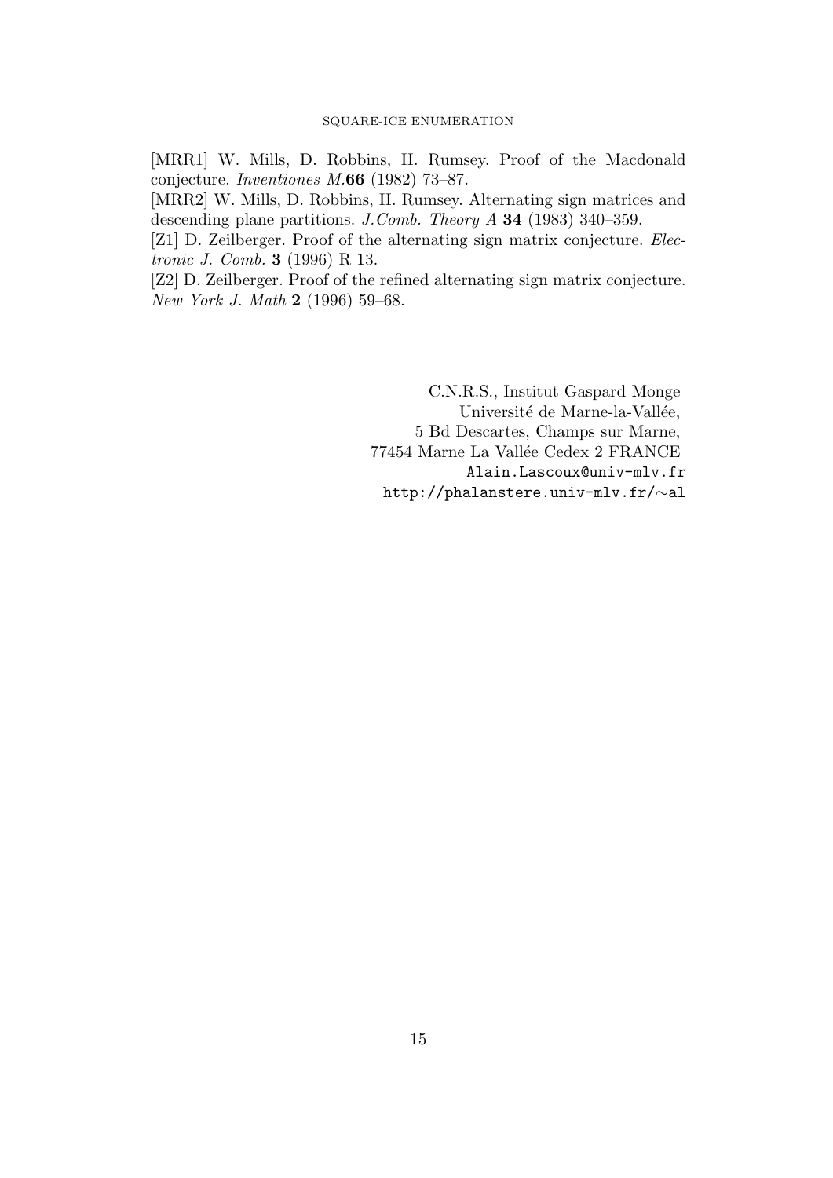[MRR1] W. Mills, D. Robbins, H. Rumsey. Proof of the Macdonald conjecture. *Inventiones M.* **66** (1982) 73–87.

[MRR2] W. Mills, D. Robbins, H. Rumsey. Alternating sign matrices and descending plane partitions. *J.Comb. Theory A* **34** (1983) 340–359.

[Z1] D. Zeilberger. Proof of the alternating sign matrix conjecture. *Electronic J. Comb.* **3** (1996) R 13.

[Z2] D. Zeilberger. Proof of the refined alternating sign matrix conjecture. *New York J. Math* **2** (1996) 59–68.

C.N.R.S., Institut Gaspard Monge
Université de Marne-la-Vallée,
5 Bd Descartes, Champs sur Marne,
77454 Marne La Vallée Cedex 2 FRANCE
`Alain.Lascoux@univ-mlv.fr`
`http://phalanstere.univ-mlv.fr/∼al`